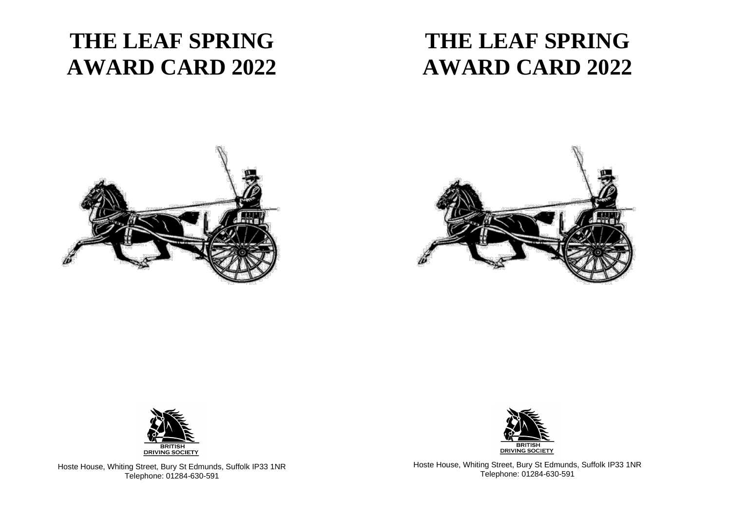# THE LEAF SPRING AWARD CARD 2022

BRITISH DRIVING SOCIETY

Hoste House, Whiting Street, Bury St Edmunds, Suffolk IP33 1NR
Telephone: 01284-630-591

# THE LEAF SPRING AWARD CARD 2022

BRITISH DRIVING SOCIETY

Hoste House, Whiting Street, Bury St Edmunds, Suffolk IP33 1NR
Telephone: 01284-630-591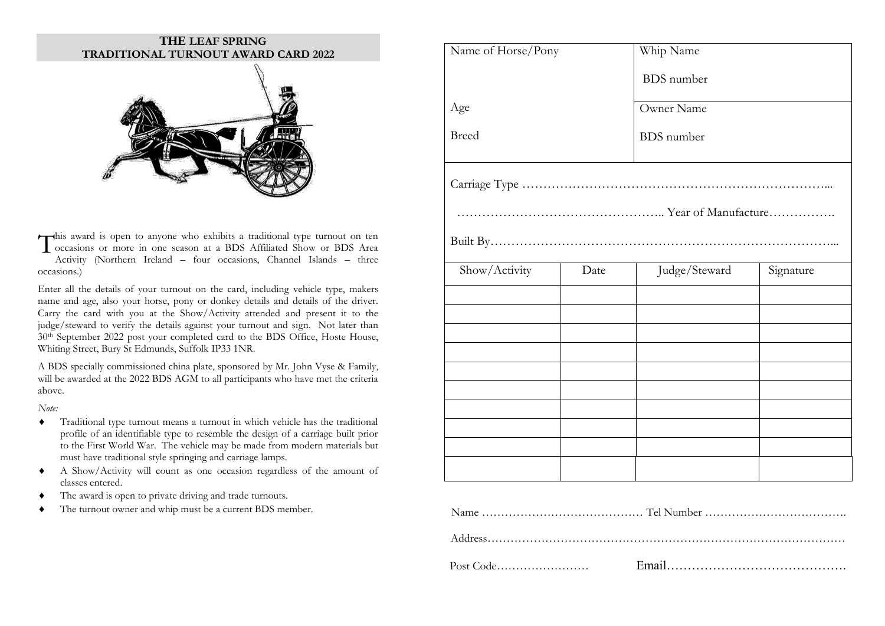## THE LEAF SPRING
## TRADITIONAL TURNOUT AWARD CARD 2022

This award is open to anyone who exhibits a traditional type turnout on ten occasions or more in one season at a BDS Affiliated Show or BDS Area Activity (Northern Ireland – four occasions, Channel Islands – three occasions.)

Enter all the details of your turnout on the card, including vehicle type, makers name and age, also your horse, pony or donkey details and details of the driver. Carry the card with you at the Show/Activity attended and present it to the judge/steward to verify the details against your turnout and sign. Not later than 30th September 2022 post your completed card to the BDS Office, Hoste House, Whiting Street, Bury St Edmunds, Suffolk IP33 1NR.

A BDS specially commissioned china plate, sponsored by Mr. John Vyse & Family, will be awarded at the 2022 BDS AGM to all participants who have met the criteria above.

*Note:*

- Traditional type turnout means a turnout in which vehicle has the traditional profile of an identifiable type to resemble the design of a carriage built prior to the First World War. The vehicle may be made from modern materials but must have traditional style springing and carriage lamps.
- A Show/Activity will count as one occasion regardless of the amount of classes entered.
- The award is open to private driving and trade turnouts.
- The turnout owner and whip must be a current BDS member.

| | |
|---|---|
| Name of Horse/Pony | Whip Name<br>BDS number |
| Age<br>Breed | Owner Name<br>BDS number |

Carriage Type …………………………………………………………………...

………………………………………….. Year of Manufacture…………….

Built By………………………………………………………………………...

| Show/Activity | Date | Judge/Steward | Signature |
|---|---|---|---|
| | | | |
| | | | |
| | | | |
| | | | |
| | | | |
| | | | |
| | | | |
| | | | |
| | | | |
| | | | |

Name …………………………………… Tel Number ……………………………….

Address…………………………………………………………………………………

Post Code…………………… Email…………………………………….